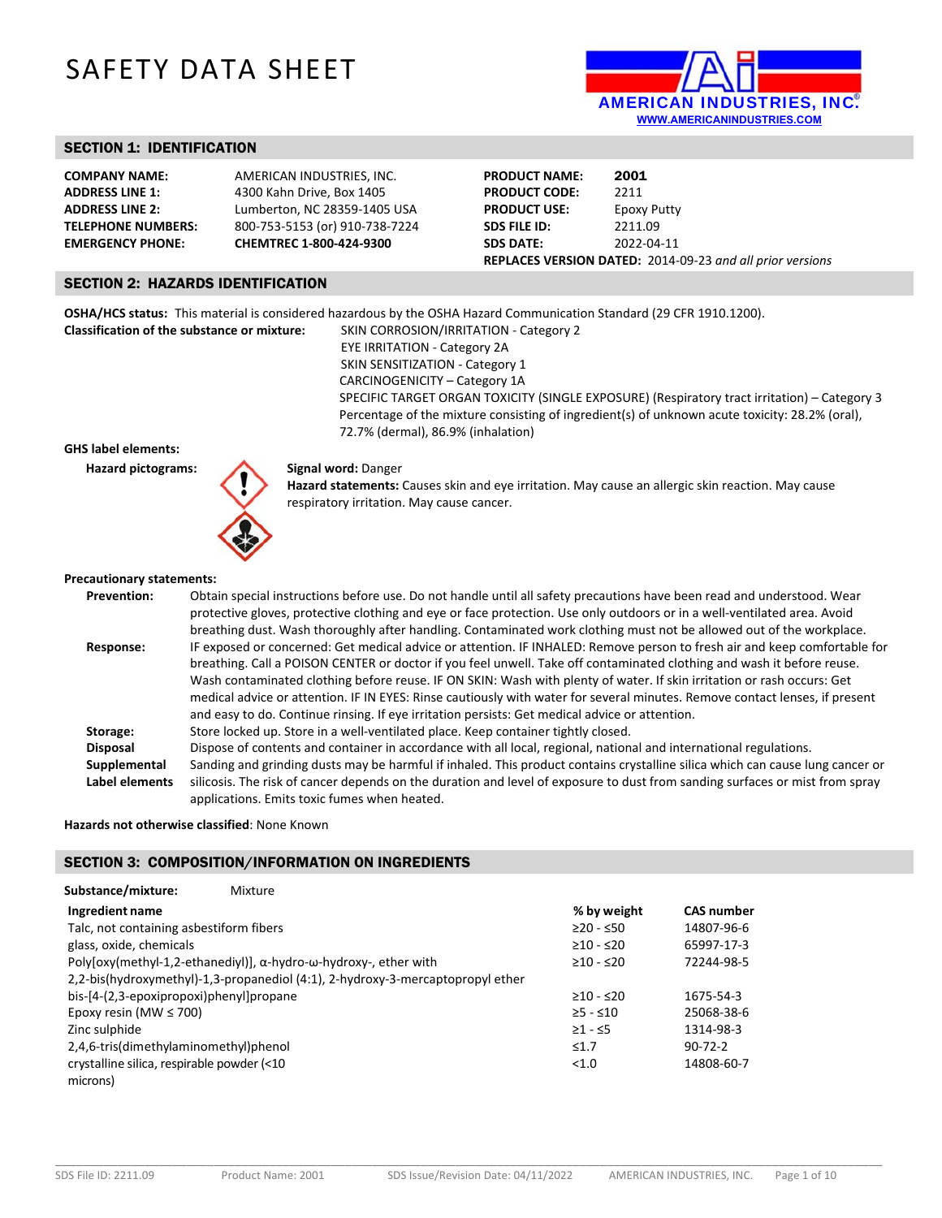# SAFETY DATA SHEET

AMERICAN INDUSTRIES, INC.
WWW.AMERICANINDUSTRIES.COM

## SECTION 1: IDENTIFICATION

| | | | |
|---|---|---|---|
| **COMPANY NAME:** | AMERICAN INDUSTRIES, INC. | **PRODUCT NAME:** | **2001** |
| **ADDRESS LINE 1:** | 4300 Kahn Drive, Box 1405 | **PRODUCT CODE:** | 2211 |
| **ADDRESS LINE 2:** | Lumberton, NC 28359-1405 USA | **PRODUCT USE:** | Epoxy Putty |
| **TELEPHONE NUMBERS:** | 800-753-5153 (or) 910-738-7224 | **SDS FILE ID:** | 2211.09 |
| **EMERGENCY PHONE:** | **CHEMTREC 1-800-424-9300** | **SDS DATE:** | 2022-04-11 |

**REPLACES VERSION DATED:** 2014-09-23 *and all prior versions*

## SECTION 2: HAZARDS IDENTIFICATION

**OSHA/HCS status:** This material is considered hazardous by the OSHA Hazard Communication Standard (29 CFR 1910.1200).

**Classification of the substance or mixture:**
SKIN CORROSION/IRRITATION - Category 2
EYE IRRITATION - Category 2A
SKIN SENSITIZATION - Category 1
CARCINOGENICITY – Category 1A
SPECIFIC TARGET ORGAN TOXICITY (SINGLE EXPOSURE) (Respiratory tract irritation) – Category 3
Percentage of the mixture consisting of ingredient(s) of unknown acute toxicity: 28.2% (oral), 72.7% (dermal), 86.9% (inhalation)

**GHS label elements:**

**Hazard pictograms:**

**Signal word:** Danger

**Hazard statements:** Causes skin and eye irritation. May cause an allergic skin reaction. May cause respiratory irritation. May cause cancer.

**Precautionary statements:**

**Prevention:** Obtain special instructions before use. Do not handle until all safety precautions have been read and understood. Wear protective gloves, protective clothing and eye or face protection. Use only outdoors or in a well-ventilated area. Avoid breathing dust. Wash thoroughly after handling. Contaminated work clothing must not be allowed out of the workplace.

**Response:** IF exposed or concerned: Get medical advice or attention. IF INHALED: Remove person to fresh air and keep comfortable for breathing. Call a POISON CENTER or doctor if you feel unwell. Take off contaminated clothing and wash it before reuse. Wash contaminated clothing before reuse. IF ON SKIN: Wash with plenty of water. If skin irritation or rash occurs: Get medical advice or attention. IF IN EYES: Rinse cautiously with water for several minutes. Remove contact lenses, if present and easy to do. Continue rinsing. If eye irritation persists: Get medical advice or attention.

**Storage:** Store locked up. Store in a well-ventilated place. Keep container tightly closed.

**Disposal:** Dispose of contents and container in accordance with all local, regional, national and international regulations.

**Supplemental Label elements:** Sanding and grinding dusts may be harmful if inhaled. This product contains crystalline silica which can cause lung cancer or silicosis. The risk of cancer depends on the duration and level of exposure to dust from sanding surfaces or mist from spray applications. Emits toxic fumes when heated.

**Hazards not otherwise classified**: None Known

## SECTION 3: COMPOSITION/INFORMATION ON INGREDIENTS

**Substance/mixture:** Mixture

| Ingredient name | % by weight | CAS number |
|---|---|---|
| Talc, not containing asbestiform fibers | ≥20 - ≤50 | 14807-96-6 |
| glass, oxide, chemicals | ≥10 - ≤20 | 65997-17-3 |
| Poly[oxy(methyl-1,2-ethanediyl)], α-hydro-ω-hydroxy-, ether with 2,2-bis(hydroxymethyl)-1,3-propanediol (4:1), 2-hydroxy-3-mercaptopropyl ether | ≥10 - ≤20 | 72244-98-5 |
| bis-[4-(2,3-epoxipropoxi)phenyl]propane | ≥10 - ≤20 | 1675-54-3 |
| Epoxy resin (MW ≤ 700) | ≥5 - ≤10 | 25068-38-6 |
| Zinc sulphide | ≥1 - ≤5 | 1314-98-3 |
| 2,4,6-tris(dimethylaminomethyl)phenol | ≤1.7 | 90-72-2 |
| crystalline silica, respirable powder (<10 microns) | <1.0 | 14808-60-7 |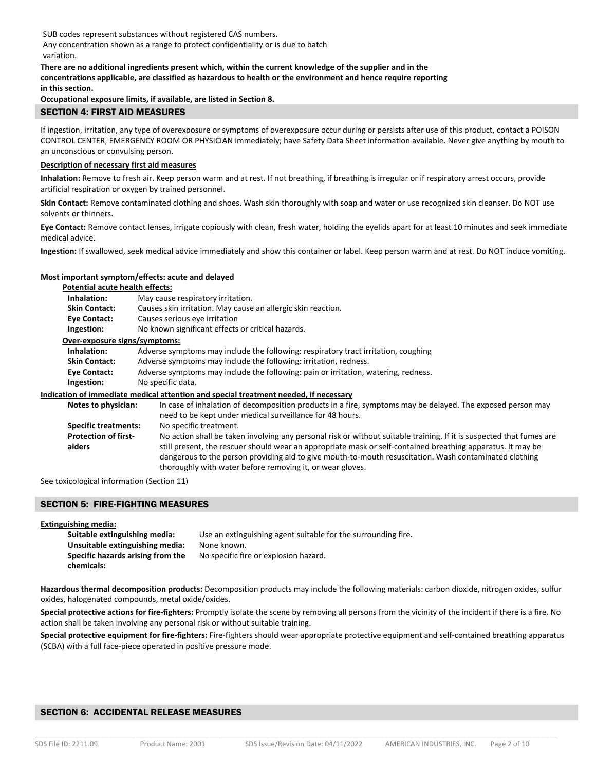SUB codes represent substances without registered CAS numbers.
Any concentration shown as a range to protect confidentiality or is due to batch variation.

**There are no additional ingredients present which, within the current knowledge of the supplier and in the concentrations applicable, are classified as hazardous to health or the environment and hence require reporting in this section.**

**Occupational exposure limits, if available, are listed in Section 8.**

## SECTION 4: FIRST AID MEASURES

If ingestion, irritation, any type of overexposure or symptoms of overexposure occur during or persists after use of this product, contact a POISON CONTROL CENTER, EMERGENCY ROOM OR PHYSICIAN immediately; have Safety Data Sheet information available. Never give anything by mouth to an unconscious or convulsing person.

**Description of necessary first aid measures**

**Inhalation:** Remove to fresh air. Keep person warm and at rest. If not breathing, if breathing is irregular or if respiratory arrest occurs, provide artificial respiration or oxygen by trained personnel.

**Skin Contact:** Remove contaminated clothing and shoes. Wash skin thoroughly with soap and water or use recognized skin cleanser. Do NOT use solvents or thinners.

**Eye Contact:** Remove contact lenses, irrigate copiously with clean, fresh water, holding the eyelids apart for at least 10 minutes and seek immediate medical advice.

**Ingestion:** If swallowed, seek medical advice immediately and show this container or label. Keep person warm and at rest. Do NOT induce vomiting.

**Most important symptom/effects: acute and delayed**

**Potential acute health effects:**

| | |
|---|---|
| **Inhalation:** | May cause respiratory irritation. |
| **Skin Contact:** | Causes skin irritation. May cause an allergic skin reaction. |
| **Eye Contact:** | Causes serious eye irritation |
| **Ingestion:** | No known significant effects or critical hazards. |

**Over-exposure signs/symptoms:**

| | |
|---|---|
| **Inhalation:** | Adverse symptoms may include the following: respiratory tract irritation, coughing |
| **Skin Contact:** | Adverse symptoms may include the following: irritation, redness. |
| **Eye Contact:** | Adverse symptoms may include the following: pain or irritation, watering, redness. |
| **Ingestion:** | No specific data. |

**Indication of immediate medical attention and special treatment needed, if necessary**

| | |
|---|---|
| **Notes to physician:** | In case of inhalation of decomposition products in a fire, symptoms may be delayed. The exposed person may need to be kept under medical surveillance for 48 hours. |
| **Specific treatments:** | No specific treatment. |
| **Protection of first-aiders** | No action shall be taken involving any personal risk or without suitable training. If it is suspected that fumes are still present, the rescuer should wear an appropriate mask or self-contained breathing apparatus. It may be dangerous to the person providing aid to give mouth-to-mouth resuscitation. Wash contaminated clothing thoroughly with water before removing it, or wear gloves. |

See toxicological information (Section 11)

## SECTION 5: FIRE-FIGHTING MEASURES

**Extinguishing media:**

| | |
|---|---|
| **Suitable extinguishing media:** | Use an extinguishing agent suitable for the surrounding fire. |
| **Unsuitable extinguishing media:** | None known. |
| **Specific hazards arising from the chemicals:** | No specific fire or explosion hazard. |

**Hazardous thermal decomposition products:** Decomposition products may include the following materials: carbon dioxide, nitrogen oxides, sulfur oxides, halogenated compounds, metal oxide/oxides.

**Special protective actions for fire-fighters:** Promptly isolate the scene by removing all persons from the vicinity of the incident if there is a fire. No action shall be taken involving any personal risk or without suitable training.

**Special protective equipment for fire-fighters:** Fire-fighters should wear appropriate protective equipment and self-contained breathing apparatus (SCBA) with a full face-piece operated in positive pressure mode.

## SECTION 6: ACCIDENTAL RELEASE MEASURES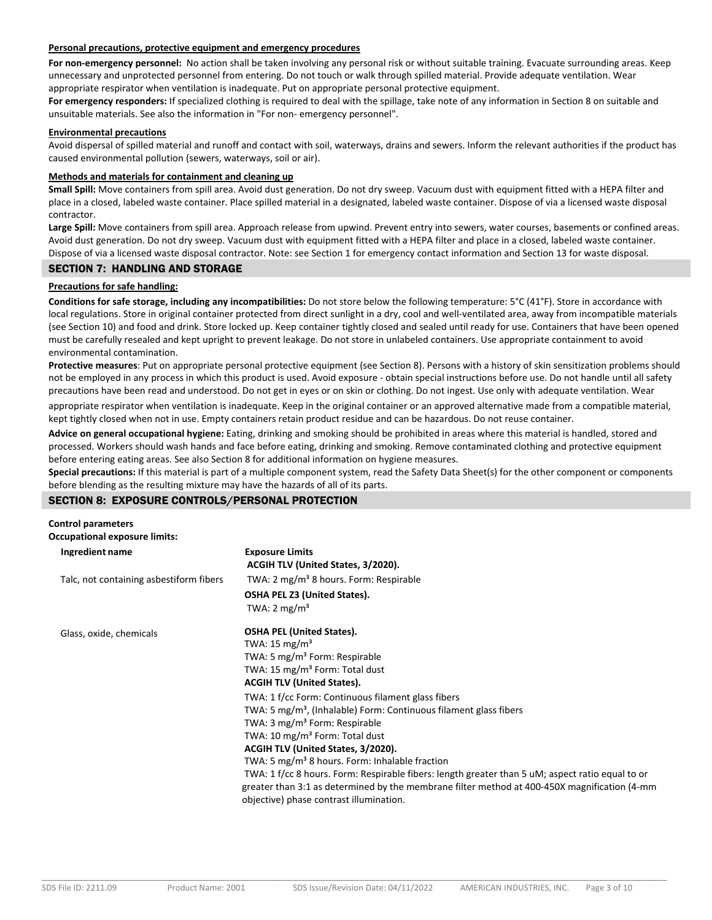**Personal precautions, protective equipment and emergency procedures**

**For non-emergency personnel:** No action shall be taken involving any personal risk or without suitable training. Evacuate surrounding areas. Keep unnecessary and unprotected personnel from entering. Do not touch or walk through spilled material. Provide adequate ventilation. Wear appropriate respirator when ventilation is inadequate. Put on appropriate personal protective equipment.

**For emergency responders:** If specialized clothing is required to deal with the spillage, take note of any information in Section 8 on suitable and unsuitable materials. See also the information in "For non- emergency personnel".

**Environmental precautions**

Avoid dispersal of spilled material and runoff and contact with soil, waterways, drains and sewers. Inform the relevant authorities if the product has caused environmental pollution (sewers, waterways, soil or air).

**Methods and materials for containment and cleaning up**

**Small Spill:** Move containers from spill area. Avoid dust generation. Do not dry sweep. Vacuum dust with equipment fitted with a HEPA filter and place in a closed, labeled waste container. Place spilled material in a designated, labeled waste container. Dispose of via a licensed waste disposal contractor.

**Large Spill:** Move containers from spill area. Approach release from upwind. Prevent entry into sewers, water courses, basements or confined areas. Avoid dust generation. Do not dry sweep. Vacuum dust with equipment fitted with a HEPA filter and place in a closed, labeled waste container. Dispose of via a licensed waste disposal contractor. Note: see Section 1 for emergency contact information and Section 13 for waste disposal.

## SECTION 7: HANDLING AND STORAGE

**Precautions for safe handling:**

**Conditions for safe storage, including any incompatibilities:** Do not store below the following temperature: 5°C (41°F). Store in accordance with local regulations. Store in original container protected from direct sunlight in a dry, cool and well-ventilated area, away from incompatible materials (see Section 10) and food and drink. Store locked up. Keep container tightly closed and sealed until ready for use. Containers that have been opened must be carefully resealed and kept upright to prevent leakage. Do not store in unlabeled containers. Use appropriate containment to avoid environmental contamination.

**Protective measures**: Put on appropriate personal protective equipment (see Section 8). Persons with a history of skin sensitization problems should not be employed in any process in which this product is used. Avoid exposure - obtain special instructions before use. Do not handle until all safety precautions have been read and understood. Do not get in eyes or on skin or clothing. Do not ingest. Use only with adequate ventilation. Wear appropriate respirator when ventilation is inadequate. Keep in the original container or an approved alternative made from a compatible material, kept tightly closed when not in use. Empty containers retain product residue and can be hazardous. Do not reuse container.

**Advice on general occupational hygiene:** Eating, drinking and smoking should be prohibited in areas where this material is handled, stored and processed. Workers should wash hands and face before eating, drinking and smoking. Remove contaminated clothing and protective equipment before entering eating areas. See also Section 8 for additional information on hygiene measures.

**Special precautions:** If this material is part of a multiple component system, read the Safety Data Sheet(s) for the other component or components before blending as the resulting mixture may have the hazards of all of its parts.

## SECTION 8: EXPOSURE CONTROLS/PERSONAL PROTECTION

**Control parameters**

**Occupational exposure limits:**

| Ingredient name | Exposure Limits |
|---|---|
| Talc, not containing asbestiform fibers | **ACGIH TLV (United States, 3/2020).**<br>TWA: 2 mg/m³ 8 hours. Form: Respirable<br>**OSHA PEL Z3 (United States).**<br>TWA: 2 mg/m³ |
| Glass, oxide, chemicals | **OSHA PEL (United States).**<br>TWA: 15 mg/m³<br>TWA: 5 mg/m³ Form: Respirable<br>TWA: 15 mg/m³ Form: Total dust<br>**ACGIH TLV (United States).**<br>TWA: 1 f/cc Form: Continuous filament glass fibers<br>TWA: 5 mg/m³, (Inhalable) Form: Continuous filament glass fibers<br>TWA: 3 mg/m³ Form: Respirable<br>TWA: 10 mg/m³ Form: Total dust<br>**ACGIH TLV (United States, 3/2020).**<br>TWA: 5 mg/m³ 8 hours. Form: Inhalable fraction<br>TWA: 1 f/cc 8 hours. Form: Respirable fibers: length greater than 5 uM; aspect ratio equal to or greater than 3:1 as determined by the membrane filter method at 400-450X magnification (4-mm objective) phase contrast illumination. |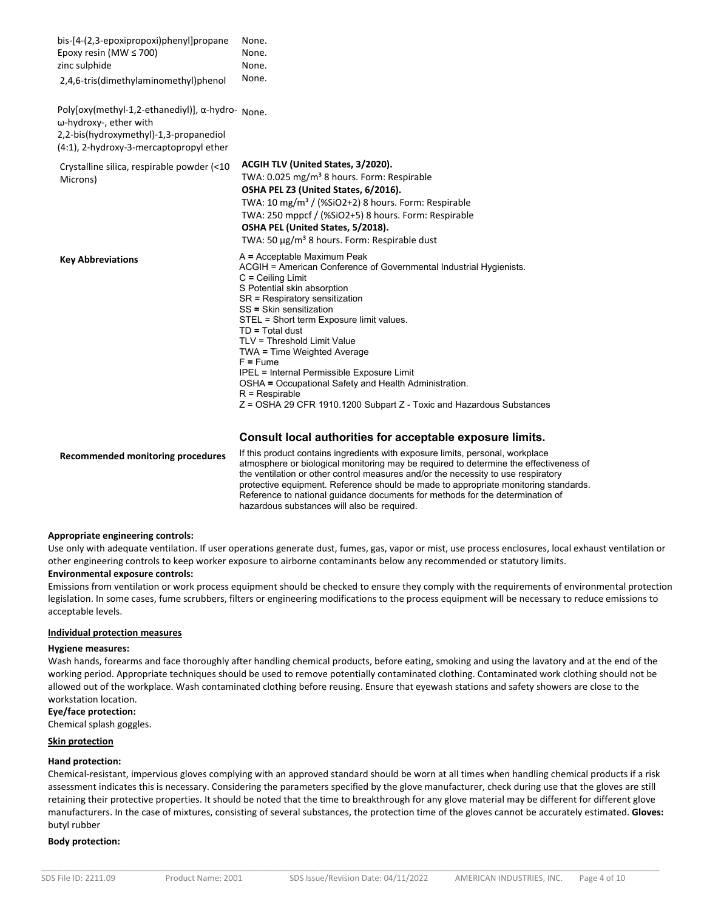| | |
|---|---|
| bis-[4-(2,3-epoxipropoxi)phenyl]propane | None. |
| Epoxy resin (MW ≤ 700) | None. |
| zinc sulphide | None. |
| 2,4,6-tris(dimethylaminomethyl)phenol | None. |
| Poly[oxy(methyl-1,2-ethanediyl)], α-hydro-ω-hydroxy-, ether with 2,2-bis(hydroxymethyl)-1,3-propanediol (4:1), 2-hydroxy-3-mercaptopropyl ether | None. |
| Crystalline silica, respirable powder (<10 Microns) | **ACGIH TLV (United States, 3/2020).**<br>TWA: 0.025 mg/m³ 8 hours. Form: Respirable<br>**OSHA PEL Z3 (United States, 6/2016).**<br>TWA: 10 mg/m³ / (%SiO2+2) 8 hours. Form: Respirable<br>TWA: 250 mppcf / (%SiO2+5) 8 hours. Form: Respirable<br>**OSHA PEL (United States, 5/2018).**<br>TWA: 50 µg/m³ 8 hours. Form: Respirable dust |

**Key Abbreviations**

A = Acceptable Maximum Peak
ACGIH = American Conference of Governmental Industrial Hygienists.
C = Ceiling Limit
S Potential skin absorption
SR = Respiratory sensitization
SS = Skin sensitization
STEL = Short term Exposure limit values.
TD = Total dust
TLV = Threshold Limit Value
TWA = Time Weighted Average
F = Fume
IPEL = Internal Permissible Exposure Limit
OSHA = Occupational Safety and Health Administration.
R = Respirable
Z = OSHA 29 CFR 1910.1200 Subpart Z - Toxic and Hazardous Substances

**Consult local authorities for acceptable exposure limits.**

**Recommended monitoring procedures**

If this product contains ingredients with exposure limits, personal, workplace atmosphere or biological monitoring may be required to determine the effectiveness of the ventilation or other control measures and/or the necessity to use respiratory protective equipment. Reference should be made to appropriate monitoring standards. Reference to national guidance documents for methods for the determination of hazardous substances will also be required.

**Appropriate engineering controls:**
Use only with adequate ventilation. If user operations generate dust, fumes, gas, vapor or mist, use process enclosures, local exhaust ventilation or other engineering controls to keep worker exposure to airborne contaminants below any recommended or statutory limits.

**Environmental exposure controls:**
Emissions from ventilation or work process equipment should be checked to ensure they comply with the requirements of environmental protection legislation. In some cases, fume scrubbers, filters or engineering modifications to the process equipment will be necessary to reduce emissions to acceptable levels.

**Individual protection measures**

**Hygiene measures:**
Wash hands, forearms and face thoroughly after handling chemical products, before eating, smoking and using the lavatory and at the end of the working period. Appropriate techniques should be used to remove potentially contaminated clothing. Contaminated work clothing should not be allowed out of the workplace. Wash contaminated clothing before reusing. Ensure that eyewash stations and safety showers are close to the workstation location.

**Eye/face protection:**
Chemical splash goggles.

**Skin protection**

**Hand protection:**
Chemical-resistant, impervious gloves complying with an approved standard should be worn at all times when handling chemical products if a risk assessment indicates this is necessary. Considering the parameters specified by the glove manufacturer, check during use that the gloves are still retaining their protective properties. It should be noted that the time to breakthrough for any glove material may be different for different glove manufacturers. In the case of mixtures, consisting of several substances, the protection time of the gloves cannot be accurately estimated. **Gloves:** butyl rubber

**Body protection:**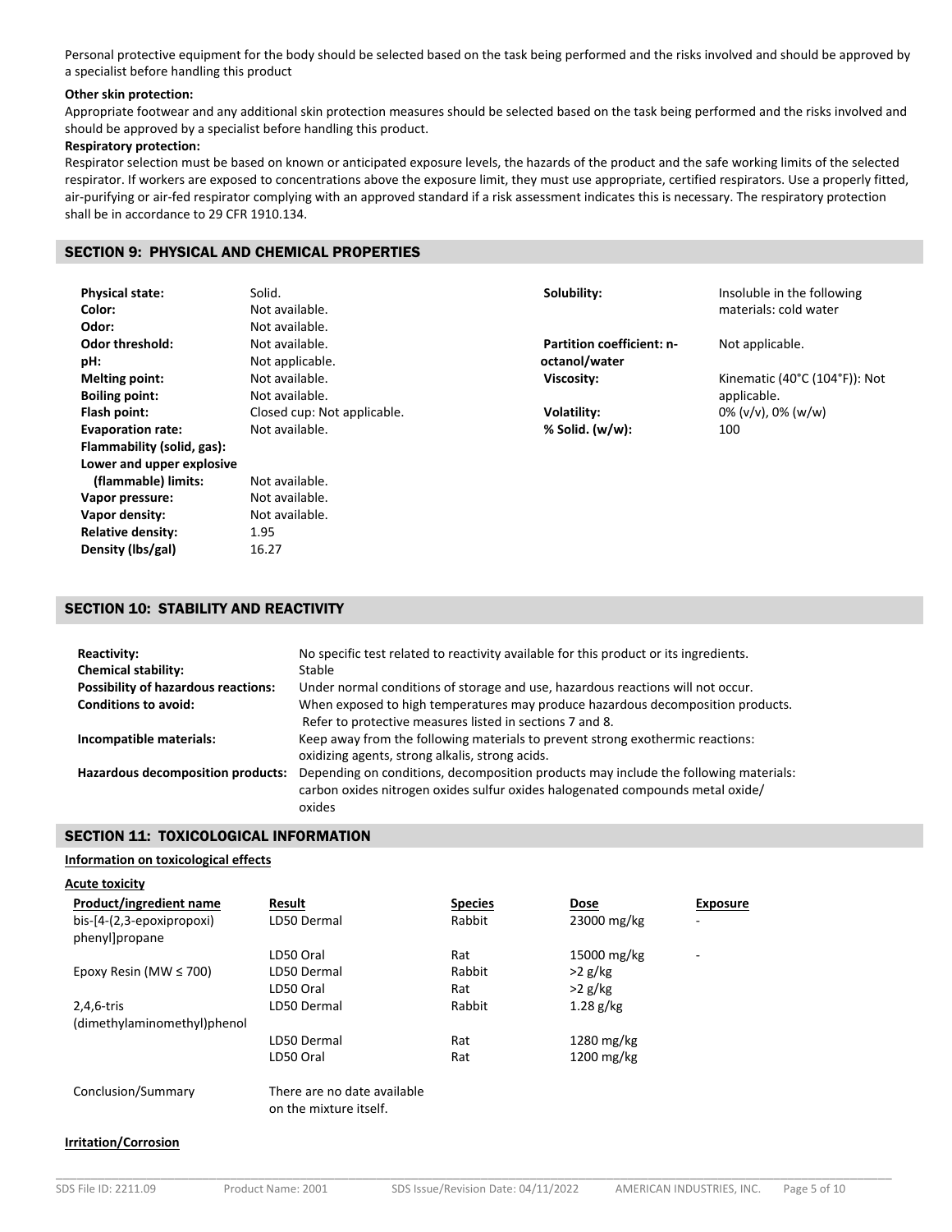Personal protective equipment for the body should be selected based on the task being performed and the risks involved and should be approved by a specialist before handling this product

**Other skin protection:**

Appropriate footwear and any additional skin protection measures should be selected based on the task being performed and the risks involved and should be approved by a specialist before handling this product.

**Respiratory protection:**

Respirator selection must be based on known or anticipated exposure levels, the hazards of the product and the safe working limits of the selected respirator. If workers are exposed to concentrations above the exposure limit, they must use appropriate, certified respirators. Use a properly fitted, air-purifying or air-fed respirator complying with an approved standard if a risk assessment indicates this is necessary. The respiratory protection shall be in accordance to 29 CFR 1910.134.

## SECTION 9: PHYSICAL AND CHEMICAL PROPERTIES

| | |
|---|---|
| **Physical state:** | Solid. |
| **Color:** | Not available. |
| **Odor:** | Not available. |
| **Odor threshold:** | Not available. |
| **pH:** | Not applicable. |
| **Melting point:** | Not available. |
| **Boiling point:** | Not available. |
| **Flash point:** | Closed cup: Not applicable. |
| **Evaporation rate:** | Not available. |
| **Flammability (solid, gas):** | |
| **Lower and upper explosive (flammable) limits:** | Not available. |
| **Vapor pressure:** | Not available. |
| **Vapor density:** | Not available. |
| **Relative density:** | 1.95 |
| **Density (lbs/gal)** | 16.27 |
| **Solubility:** | Insoluble in the following materials: cold water |
| **Partition coefficient: n-octanol/water** | Not applicable. |
| **Viscosity:** | Kinematic (40°C (104°F)): Not applicable. |
| **Volatility:** | 0% (v/v), 0% (w/w) |
| **% Solid. (w/w):** | 100 |

## SECTION 10: STABILITY AND REACTIVITY

| | |
|---|---|
| **Reactivity:** | No specific test related to reactivity available for this product or its ingredients. |
| **Chemical stability:** | Stable |
| **Possibility of hazardous reactions:** | Under normal conditions of storage and use, hazardous reactions will not occur. |
| **Conditions to avoid:** | When exposed to high temperatures may produce hazardous decomposition products. Refer to protective measures listed in sections 7 and 8. |
| **Incompatible materials:** | Keep away from the following materials to prevent strong exothermic reactions: oxidizing agents, strong alkalis, strong acids. |
| **Hazardous decomposition products:** | Depending on conditions, decomposition products may include the following materials: carbon oxides nitrogen oxides sulfur oxides halogenated compounds metal oxide/ oxides |

## SECTION 11: TOXICOLOGICAL INFORMATION

**Information on toxicological effects**

**Acute toxicity**

| Product/ingredient name | Result | Species | Dose | Exposure |
|---|---|---|---|---|
| bis-[4-(2,3-epoxipropoxi) phenyl]propane | LD50 Dermal | Rabbit | 23000 mg/kg | - |
| | LD50 Oral | Rat | 15000 mg/kg | - |
| Epoxy Resin (MW ≤ 700) | LD50 Dermal | Rabbit | >2 g/kg | |
| | LD50 Oral | Rat | >2 g/kg | |
| 2,4,6-tris (dimethylaminomethyl)phenol | LD50 Dermal | Rabbit | 1.28 g/kg | |
| | LD50 Dermal | Rat | 1280 mg/kg | |
| | LD50 Oral | Rat | 1200 mg/kg | |
| Conclusion/Summary | There are no date available on the mixture itself. | | | |

**Irritation/Corrosion**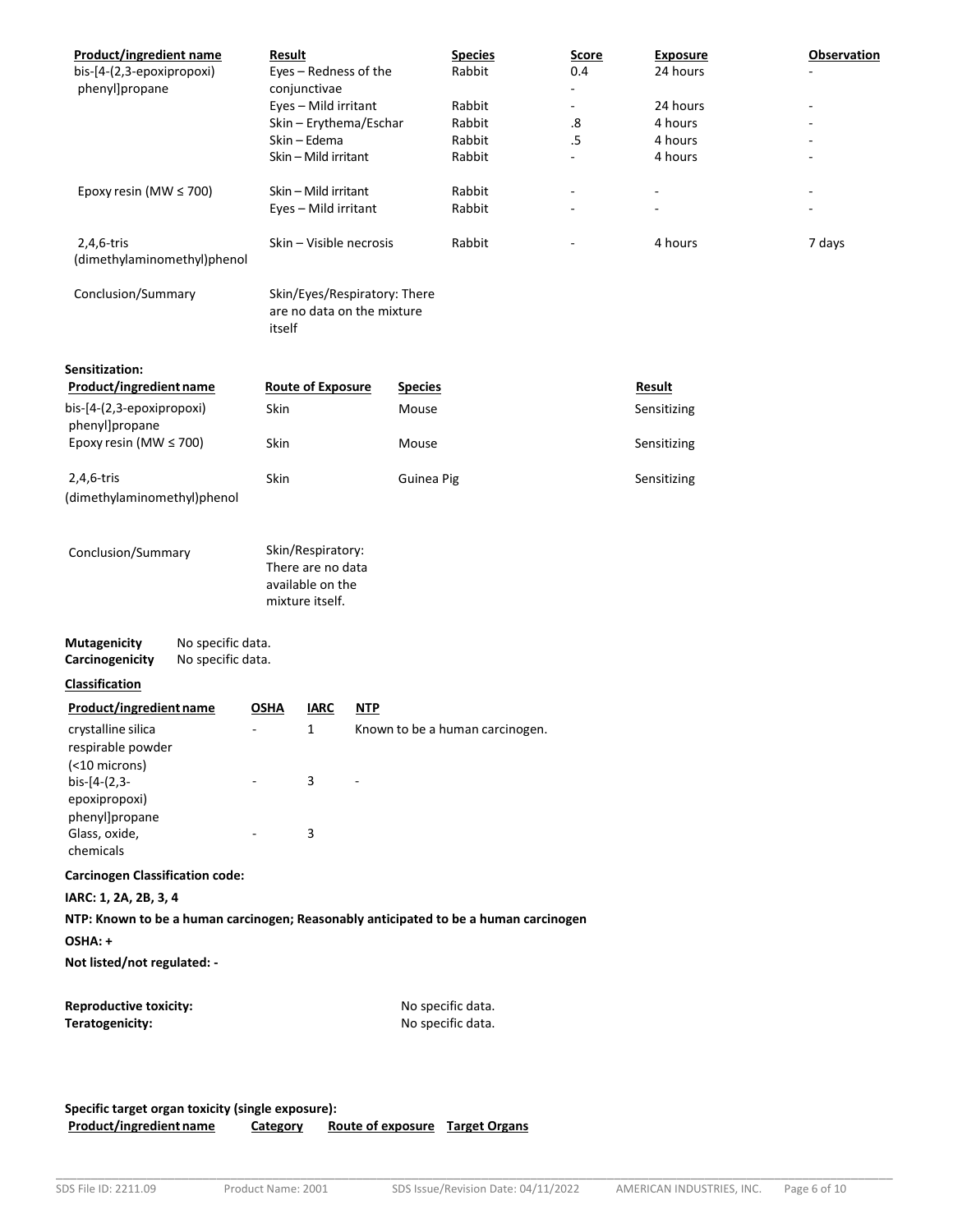| Product/ingredient name | Result | Species | Score | Exposure | Observation |
|---|---|---|---|---|---|
| bis-[4-(2,3-epoxipropoxi) phenyl]propane | Eyes – Redness of the conjunctivae | Rabbit | 0.4 | 24 hours | - |
| | Eyes – Mild irritant | Rabbit | - | 24 hours | - |
| | Skin – Erythema/Eschar | Rabbit | .8 | 4 hours | - |
| | Skin – Edema | Rabbit | .5 | 4 hours | - |
| | Skin – Mild irritant | Rabbit | - | 4 hours | - |
| Epoxy resin (MW ≤ 700) | Skin – Mild irritant | Rabbit | - | - | - |
| | Eyes – Mild irritant | Rabbit | - | - | - |
| 2,4,6-tris (dimethylaminomethyl)phenol | Skin – Visible necrosis | Rabbit | - | 4 hours | 7 days |
| Conclusion/Summary | Skin/Eyes/Respiratory: There are no data on the mixture itself | | | | |

**Sensitization:**

| Product/ingredient name | Route of Exposure | Species | Result |
|---|---|---|---|
| bis-[4-(2,3-epoxipropoxi) phenyl]propane | Skin | Mouse | Sensitizing |
| Epoxy resin (MW ≤ 700) | Skin | Mouse | Sensitizing |
| 2,4,6-tris (dimethylaminomethyl)phenol | Skin | Guinea Pig | Sensitizing |
| Conclusion/Summary | Skin/Respiratory: There are no data available on the mixture itself. | | |

**Mutagenicity** No specific data.
**Carcinogenicity** No specific data.

**Classification**

| Product/ingredient name | OSHA | IARC | NTP |
|---|---|---|---|
| crystalline silica respirable powder (<10 microns) | - | 1 | Known to be a human carcinogen. |
| bis-[4-(2,3-epoxipropoxi) phenyl]propane | - | 3 | - |
| Glass, oxide, chemicals | - | 3 | |

**Carcinogen Classification code:**

**IARC: 1, 2A, 2B, 3, 4**

**NTP: Known to be a human carcinogen; Reasonably anticipated to be a human carcinogen**

**OSHA: +**

**Not listed/not regulated: -**

**Reproductive toxicity:** No specific data.
**Teratogenicity:** No specific data.

**Specific target organ toxicity (single exposure):**

| Product/ingredient name | Category | Route of exposure | Target Organs |
|---|---|---|---|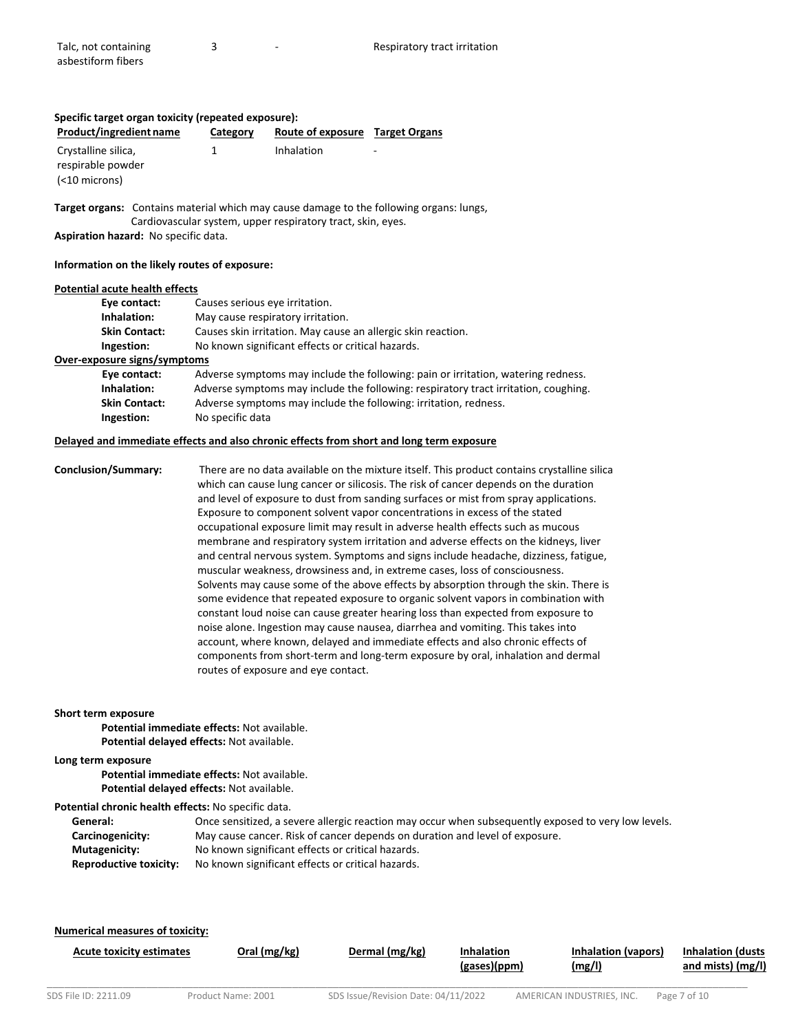| | | | |
|---|---|---|---|
| Talc, not containing asbestiform fibers | 3 | - | Respiratory tract irritation |

**Specific target organ toxicity (repeated exposure):**

| Product/ingredient name | Category | Route of exposure | Target Organs |
|---|---|---|---|
| Crystalline silica, respirable powder (<10 microns) | 1 | Inhalation | - |

**Target organs:** Contains material which may cause damage to the following organs: lungs, Cardiovascular system, upper respiratory tract, skin, eyes.

**Aspiration hazard:** No specific data.

**Information on the likely routes of exposure:**

**Potential acute health effects**

- **Eye contact:** Causes serious eye irritation.
- **Inhalation:** May cause respiratory irritation.
- **Skin Contact:** Causes skin irritation. May cause an allergic skin reaction.
- **Ingestion:** No known significant effects or critical hazards.

**Over-exposure signs/symptoms**

- **Eye contact:** Adverse symptoms may include the following: pain or irritation, watering redness.
- **Inhalation:** Adverse symptoms may include the following: respiratory tract irritation, coughing.
- **Skin Contact:** Adverse symptoms may include the following: irritation, redness.
- **Ingestion:** No specific data

**Delayed and immediate effects and also chronic effects from short and long term exposure**

**Conclusion/Summary:** There are no data available on the mixture itself. This product contains crystalline silica which can cause lung cancer or silicosis. The risk of cancer depends on the duration and level of exposure to dust from sanding surfaces or mist from spray applications. Exposure to component solvent vapor concentrations in excess of the stated occupational exposure limit may result in adverse health effects such as mucous membrane and respiratory system irritation and adverse effects on the kidneys, liver and central nervous system. Symptoms and signs include headache, dizziness, fatigue, muscular weakness, drowsiness and, in extreme cases, loss of consciousness. Solvents may cause some of the above effects by absorption through the skin. There is some evidence that repeated exposure to organic solvent vapors in combination with constant loud noise can cause greater hearing loss than expected from exposure to noise alone. Ingestion may cause nausea, diarrhea and vomiting. This takes into account, where known, delayed and immediate effects and also chronic effects of components from short-term and long-term exposure by oral, inhalation and dermal routes of exposure and eye contact.

**Short term exposure**

- **Potential immediate effects:** Not available.
- **Potential delayed effects:** Not available.

**Long term exposure**

- **Potential immediate effects:** Not available.
- **Potential delayed effects:** Not available.

**Potential chronic health effects:** No specific data.

- **General:** Once sensitized, a severe allergic reaction may occur when subsequently exposed to very low levels.
- **Carcinogenicity:** May cause cancer. Risk of cancer depends on duration and level of exposure.
- **Mutagenicity:** No known significant effects or critical hazards.
- **Reproductive toxicity:** No known significant effects or critical hazards.

**Numerical measures of toxicity:**

| Acute toxicity estimates | Oral (mg/kg) | Dermal (mg/kg) | Inhalation (gases)(ppm) | Inhalation (vapors) (mg/l) | Inhalation (dusts and mists) (mg/l) |
|---|---|---|---|---|---|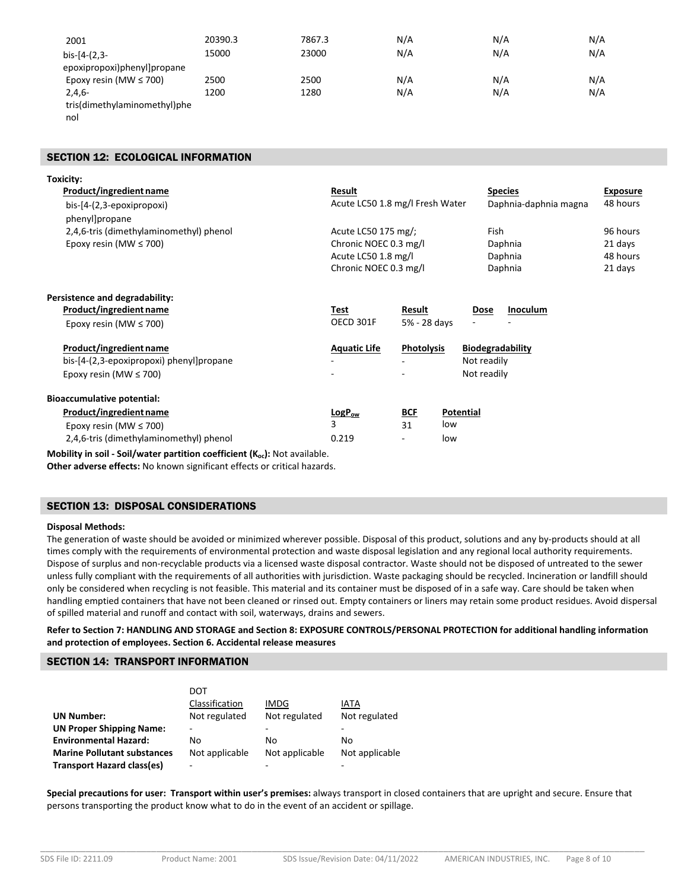| | | | | | |
|---|---|---|---|---|---|
| 2001 | 20390.3 | 7867.3 | N/A | N/A | N/A |
| bis-[4-(2,3-epoxipropoxi)phenyl]propane | 15000 | 23000 | N/A | N/A | N/A |
| Epoxy resin (MW ≤ 700) | 2500 | 2500 | N/A | N/A | N/A |
| 2,4,6-tris(dimethylaminomethyl)phenol | 1200 | 1280 | N/A | N/A | N/A |

## SECTION 12: ECOLOGICAL INFORMATION

**Toxicity:**

| Product/ingredient name | Result | Species | Exposure |
|---|---|---|---|
| bis-[4-(2,3-epoxipropoxi) phenyl]propane | Acute LC50 1.8 mg/l Fresh Water | Daphnia-daphnia magna | 48 hours |
| 2,4,6-tris (dimethylaminomethyl) phenol | Acute LC50 175 mg/; | Fish | 96 hours |
| Epoxy resin (MW ≤ 700) | Chronic NOEC 0.3 mg/l | Daphnia | 21 days |
| | Acute LC50 1.8 mg/l | Daphnia | 48 hours |
| | Chronic NOEC 0.3 mg/l | Daphnia | 21 days |

**Persistence and degradability:**

| Product/ingredient name | Test | Result | Dose | Inoculum |
|---|---|---|---|---|
| Epoxy resin (MW ≤ 700) | OECD 301F | 5% - 28 days | - | - |

| Product/ingredient name | Aquatic Life | Photolysis | Biodegradability |
|---|---|---|---|
| bis-[4-(2,3-epoxipropoxi) phenyl]propane | - | - | Not readily |
| Epoxy resin (MW ≤ 700) | - | - | Not readily |

**Bioaccumulative potential:**

| Product/ingredient name | $LogP_{ow}$ | BCF | Potential |
|---|---|---|---|
| Epoxy resin (MW ≤ 700) | 3 | 31 | low |
| 2,4,6-tris (dimethylaminomethyl) phenol | 0.219 | - | low |

**Mobility in soil - Soil/water partition coefficient ($K_{oc}$):** Not available.

**Other adverse effects:** No known significant effects or critical hazards.

## SECTION 13: DISPOSAL CONSIDERATIONS

**Disposal Methods:**

The generation of waste should be avoided or minimized wherever possible. Disposal of this product, solutions and any by-products should at all times comply with the requirements of environmental protection and waste disposal legislation and any regional local authority requirements. Dispose of surplus and non-recyclable products via a licensed waste disposal contractor. Waste should not be disposed of untreated to the sewer unless fully compliant with the requirements of all authorities with jurisdiction. Waste packaging should be recycled. Incineration or landfill should only be considered when recycling is not feasible. This material and its container must be disposed of in a safe way. Care should be taken when handling emptied containers that have not been cleaned or rinsed out. Empty containers or liners may retain some product residues. Avoid dispersal of spilled material and runoff and contact with soil, waterways, drains and sewers.

**Refer to Section 7: HANDLING AND STORAGE and Section 8: EXPOSURE CONTROLS/PERSONAL PROTECTION for additional handling information and protection of employees. Section 6. Accidental release measures**

## SECTION 14: TRANSPORT INFORMATION

| | DOT Classification | IMDG | IATA |
|---|---|---|---|
| **UN Number:** | Not regulated | Not regulated | Not regulated |
| **UN Proper Shipping Name:** | - | - | - |
| **Environmental Hazard:** | No | No | No |
| **Marine Pollutant substances** | Not applicable | Not applicable | Not applicable |
| **Transport Hazard class(es)** | - | - | - |

**Special precautions for user: Transport within user's premises:** always transport in closed containers that are upright and secure. Ensure that persons transporting the product know what to do in the event of an accident or spillage.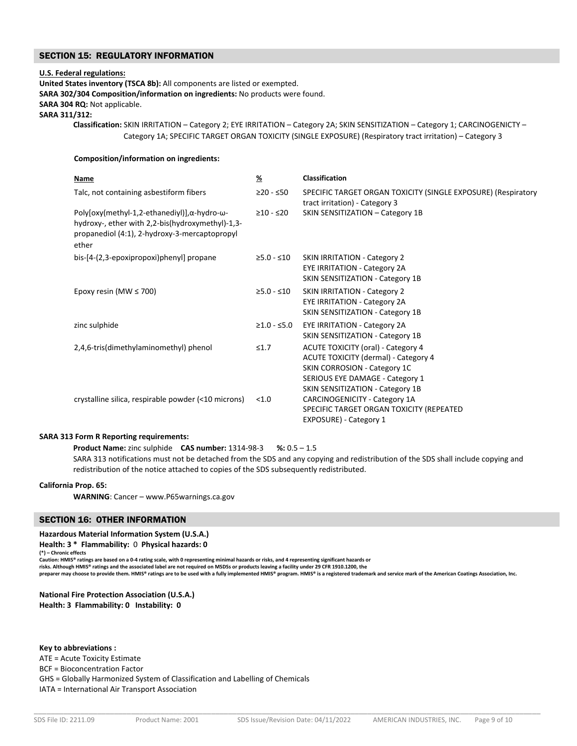## SECTION 15: REGULATORY INFORMATION

**U.S. Federal regulations:**

**United States inventory (TSCA 8b):** All components are listed or exempted.

**SARA 302/304 Composition/information on ingredients:** No products were found.

**SARA 304 RQ:** Not applicable.

**SARA 311/312:**

**Classification:** SKIN IRRITATION – Category 2; EYE IRRITATION – Category 2A; SKIN SENSITIZATION – Category 1; CARCINOGENICTY – Category 1A; SPECIFIC TARGET ORGAN TOXICITY (SINGLE EXPOSURE) (Respiratory tract irritation) – Category 3

**Composition/information on ingredients:**

| Name | % | Classification |
|---|---|---|
| Talc, not containing asbestiform fibers | ≥20 - ≤50 | SPECIFIC TARGET ORGAN TOXICITY (SINGLE EXPOSURE) (Respiratory tract irritation) - Category 3 |
| Poly[oxy(methyl-1,2-ethanediyl)],α-hydro-ω-hydroxy-, ether with 2,2-bis(hydroxymethyl)-1,3-propanediol (4:1), 2-hydroxy-3-mercaptopropyl ether | ≥10 - ≤20 | SKIN SENSITIZATION – Category 1B |
| bis-[4-(2,3-epoxipropoxi)phenyl] propane | ≥5.0 - ≤10 | SKIN IRRITATION - Category 2<br>EYE IRRITATION - Category 2A<br>SKIN SENSITIZATION - Category 1B |
| Epoxy resin (MW ≤ 700) | ≥5.0 - ≤10 | SKIN IRRITATION - Category 2<br>EYE IRRITATION - Category 2A<br>SKIN SENSITIZATION - Category 1B |
| zinc sulphide | ≥1.0 - ≤5.0 | EYE IRRITATION - Category 2A<br>SKIN SENSITIZATION - Category 1B |
| 2,4,6-tris(dimethylaminomethyl) phenol | ≤1.7 | ACUTE TOXICITY (oral) - Category 4<br>ACUTE TOXICITY (dermal) - Category 4<br>SKIN CORROSION - Category 1C<br>SERIOUS EYE DAMAGE - Category 1<br>SKIN SENSITIZATION - Category 1B |
| crystalline silica, respirable powder (<10 microns) | <1.0 | CARCINOGENICITY - Category 1A<br>SPECIFIC TARGET ORGAN TOXICITY (REPEATED EXPOSURE) - Category 1 |

**SARA 313 Form R Reporting requirements:**

**Product Name:** zinc sulphide **CAS number:** 1314-98-3 **%:** 0.5 – 1.5

SARA 313 notifications must not be detached from the SDS and any copying and redistribution of the SDS shall include copying and redistribution of the notice attached to copies of the SDS subsequently redistributed.

**California Prop. 65:**

**WARNING**: Cancer – www.P65warnings.ca.gov

## SECTION 16: OTHER INFORMATION

**Hazardous Material Information System (U.S.A.)**

**Health: 3 * Flammability:** 0 **Physical hazards: 0**

**(*) – Chronic effects**

**Caution: HMIS® ratings are based on a 0-4 rating scale, with 0 representing minimal hazards or risks, and 4 representing significant hazards or risks. Although HMIS® ratings and the associated label are not required on MSDSs or products leaving a facility under 29 CFR 1910.1200, the preparer may choose to provide them. HMIS® ratings are to be used with a fully implemented HMIS® program. HMIS® is a registered trademark and service mark of the American Coatings Association, Inc.**

**National Fire Protection Association (U.S.A.)**

**Health: 3 Flammability: 0 Instability: 0**

**Key to abbreviations :**

ATE = Acute Toxicity Estimate

BCF = Bioconcentration Factor

GHS = Globally Harmonized System of Classification and Labelling of Chemicals

IATA = International Air Transport Association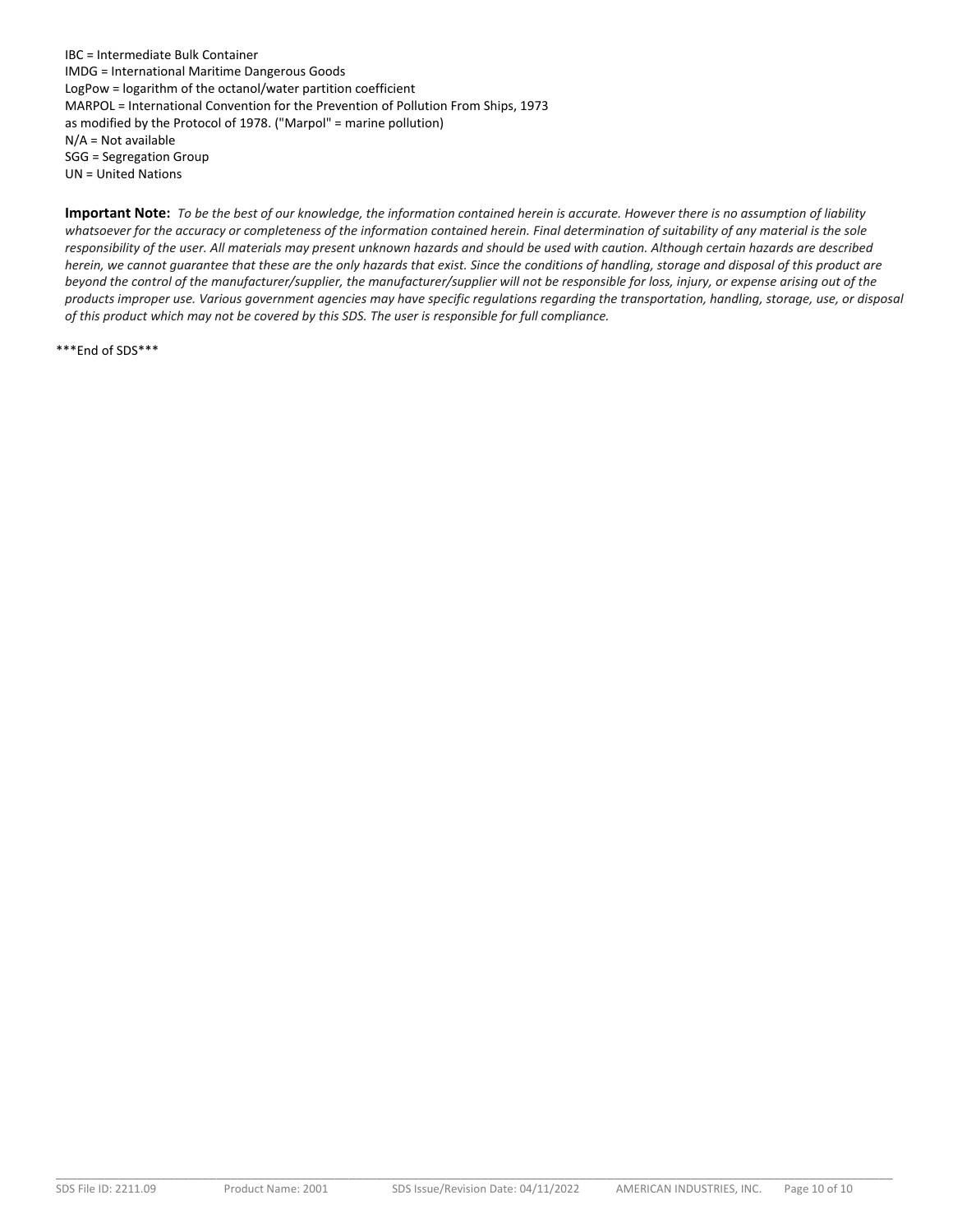IBC = Intermediate Bulk Container
IMDG = International Maritime Dangerous Goods
LogPow = logarithm of the octanol/water partition coefficient
MARPOL = International Convention for the Prevention of Pollution From Ships, 1973
as modified by the Protocol of 1978. ("Marpol" = marine pollution)
N/A = Not available
SGG = Segregation Group
UN = United Nations

**Important Note:** *To be the best of our knowledge, the information contained herein is accurate. However there is no assumption of liability whatsoever for the accuracy or completeness of the information contained herein. Final determination of suitability of any material is the sole responsibility of the user. All materials may present unknown hazards and should be used with caution. Although certain hazards are described herein, we cannot guarantee that these are the only hazards that exist. Since the conditions of handling, storage and disposal of this product are beyond the control of the manufacturer/supplier, the manufacturer/supplier will not be responsible for loss, injury, or expense arising out of the products improper use. Various government agencies may have specific regulations regarding the transportation, handling, storage, use, or disposal of this product which may not be covered by this SDS. The user is responsible for full compliance.*

***End of SDS***